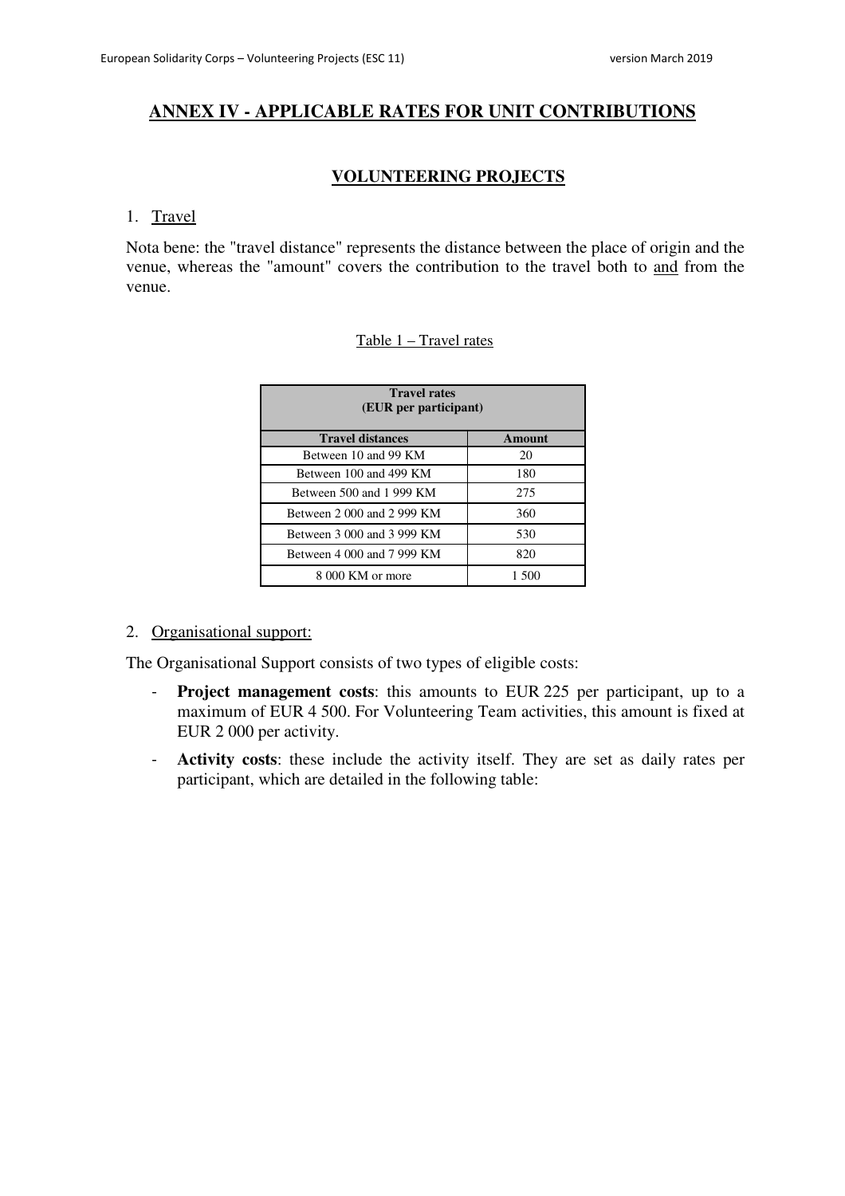# ANNEX IV - APPLICABLE RATES FOR UNIT CONTRIBUTIONS

## VOLUNTEERING PROJECTS

1. Travel

Nota bene: the "travel distance" represents the distance between the place of origin and the venue, whereas the "amount" covers the contribution to the travel both to and from the venue.

Table 1 – Travel rates

| Travel rates (EUR per participant) | |
|---|---|
| **Travel distances** | **Amount** |
| Between 10 and 99 KM | 20 |
| Between 100 and 499 KM | 180 |
| Between 500 and 1 999 KM | 275 |
| Between 2 000 and 2 999 KM | 360 |
| Between 3 000 and 3 999 KM | 530 |
| Between 4 000 and 7 999 KM | 820 |
| 8 000 KM or more | 1 500 |

2. Organisational support:

The Organisational Support consists of two types of eligible costs:

- **Project management costs**: this amounts to EUR 225 per participant, up to a maximum of EUR 4 500. For Volunteering Team activities, this amount is fixed at EUR 2 000 per activity.
- **Activity costs**: these include the activity itself. They are set as daily rates per participant, which are detailed in the following table: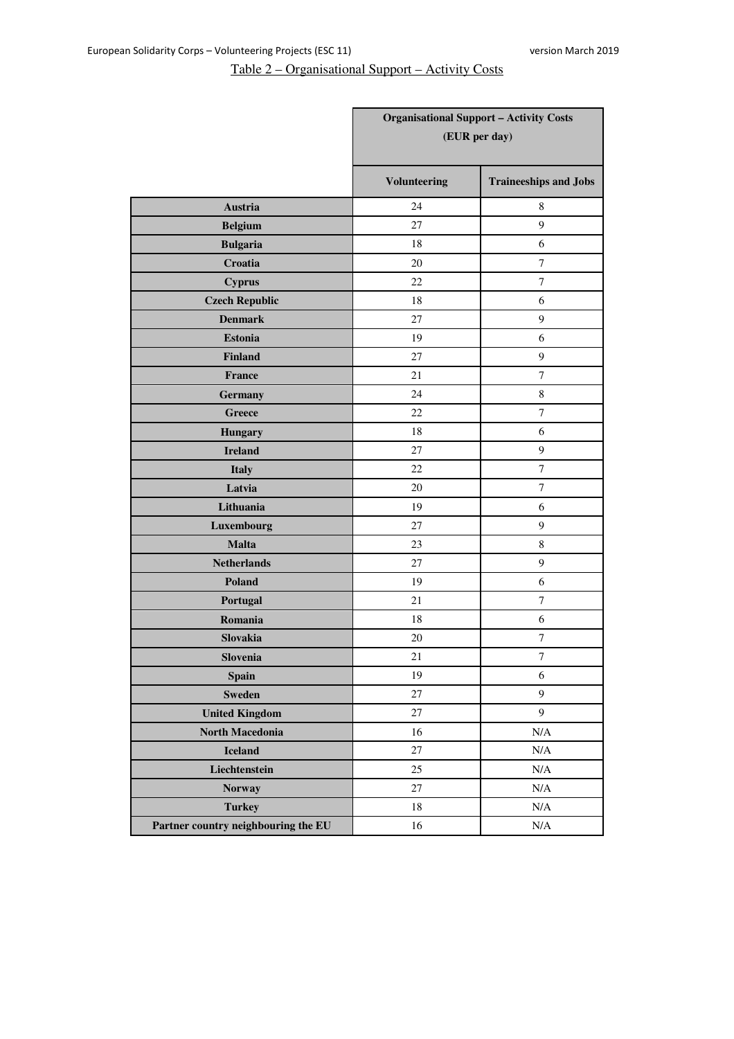Table 2 – Organisational Support – Activity Costs

| | Organisational Support – Activity Costs (EUR per day) | |
|---|---|---|
| | **Volunteering** | **Traineeships and Jobs** |
| **Austria** | 24 | 8 |
| **Belgium** | 27 | 9 |
| **Bulgaria** | 18 | 6 |
| **Croatia** | 20 | 7 |
| **Cyprus** | 22 | 7 |
| **Czech Republic** | 18 | 6 |
| **Denmark** | 27 | 9 |
| **Estonia** | 19 | 6 |
| **Finland** | 27 | 9 |
| **France** | 21 | 7 |
| **Germany** | 24 | 8 |
| **Greece** | 22 | 7 |
| **Hungary** | 18 | 6 |
| **Ireland** | 27 | 9 |
| **Italy** | 22 | 7 |
| **Latvia** | 20 | 7 |
| **Lithuania** | 19 | 6 |
| **Luxembourg** | 27 | 9 |
| **Malta** | 23 | 8 |
| **Netherlands** | 27 | 9 |
| **Poland** | 19 | 6 |
| **Portugal** | 21 | 7 |
| **Romania** | 18 | 6 |
| **Slovakia** | 20 | 7 |
| **Slovenia** | 21 | 7 |
| **Spain** | 19 | 6 |
| **Sweden** | 27 | 9 |
| **United Kingdom** | 27 | 9 |
| **North Macedonia** | 16 | N/A |
| **Iceland** | 27 | N/A |
| **Liechtenstein** | 25 | N/A |
| **Norway** | 27 | N/A |
| **Turkey** | 18 | N/A |
| **Partner country neighbouring the EU** | 16 | N/A |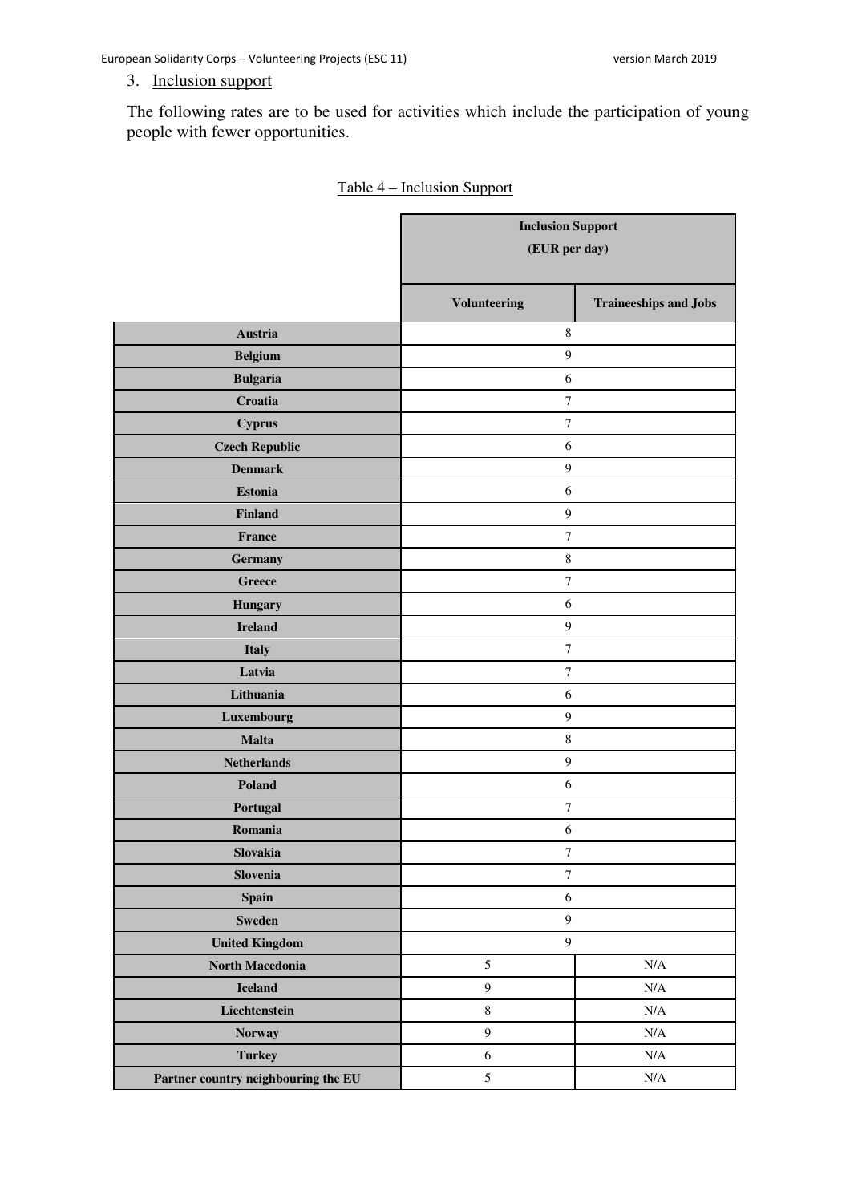3. Inclusion support

The following rates are to be used for activities which include the participation of young people with fewer opportunities.

Table 4 – Inclusion Support

| | Inclusion Support (EUR per day) | |
|---|---|---|
| | **Volunteering** | **Traineeships and Jobs** |
| **Austria** | 8 | |
| **Belgium** | 9 | |
| **Bulgaria** | 6 | |
| **Croatia** | 7 | |
| **Cyprus** | 7 | |
| **Czech Republic** | 6 | |
| **Denmark** | 9 | |
| **Estonia** | 6 | |
| **Finland** | 9 | |
| **France** | 7 | |
| **Germany** | 8 | |
| **Greece** | 7 | |
| **Hungary** | 6 | |
| **Ireland** | 9 | |
| **Italy** | 7 | |
| **Latvia** | 7 | |
| **Lithuania** | 6 | |
| **Luxembourg** | 9 | |
| **Malta** | 8 | |
| **Netherlands** | 9 | |
| **Poland** | 6 | |
| **Portugal** | 7 | |
| **Romania** | 6 | |
| **Slovakia** | 7 | |
| **Slovenia** | 7 | |
| **Spain** | 6 | |
| **Sweden** | 9 | |
| **United Kingdom** | 9 | |
| **North Macedonia** | 5 | N/A |
| **Iceland** | 9 | N/A |
| **Liechtenstein** | 8 | N/A |
| **Norway** | 9 | N/A |
| **Turkey** | 6 | N/A |
| **Partner country neighbouring the EU** | 5 | N/A |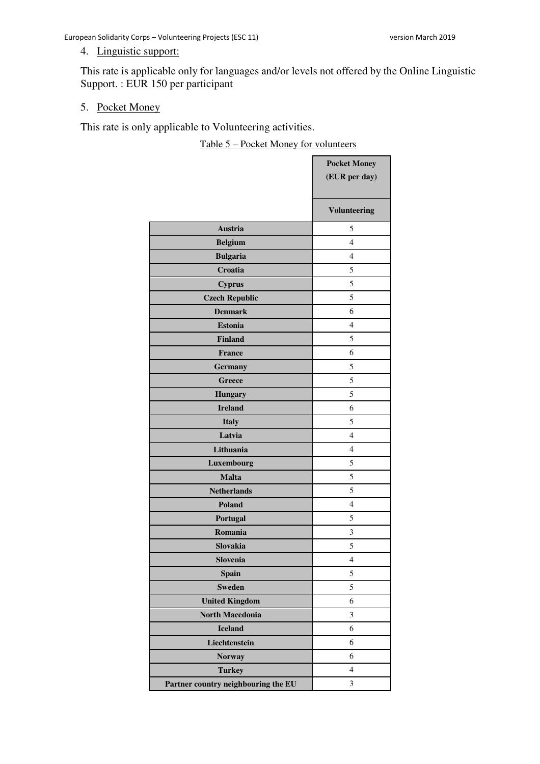4. Linguistic support:

This rate is applicable only for languages and/or levels not offered by the Online Linguistic Support. : EUR 150 per participant

5. Pocket Money

This rate is only applicable to Volunteering activities.

Table 5 – Pocket Money for volunteers

| | Pocket Money (EUR per day) |
|---|---|
| | Volunteering |
| **Austria** | 5 |
| **Belgium** | 4 |
| **Bulgaria** | 4 |
| **Croatia** | 5 |
| **Cyprus** | 5 |
| **Czech Republic** | 5 |
| **Denmark** | 6 |
| **Estonia** | 4 |
| **Finland** | 5 |
| **France** | 6 |
| **Germany** | 5 |
| **Greece** | 5 |
| **Hungary** | 5 |
| **Ireland** | 6 |
| **Italy** | 5 |
| **Latvia** | 4 |
| **Lithuania** | 4 |
| **Luxembourg** | 5 |
| **Malta** | 5 |
| **Netherlands** | 5 |
| **Poland** | 4 |
| **Portugal** | 5 |
| **Romania** | 3 |
| **Slovakia** | 5 |
| **Slovenia** | 4 |
| **Spain** | 5 |
| **Sweden** | 5 |
| **United Kingdom** | 6 |
| **North Macedonia** | 3 |
| **Iceland** | 6 |
| **Liechtenstein** | 6 |
| **Norway** | 6 |
| **Turkey** | 4 |
| **Partner country neighbouring the EU** | 3 |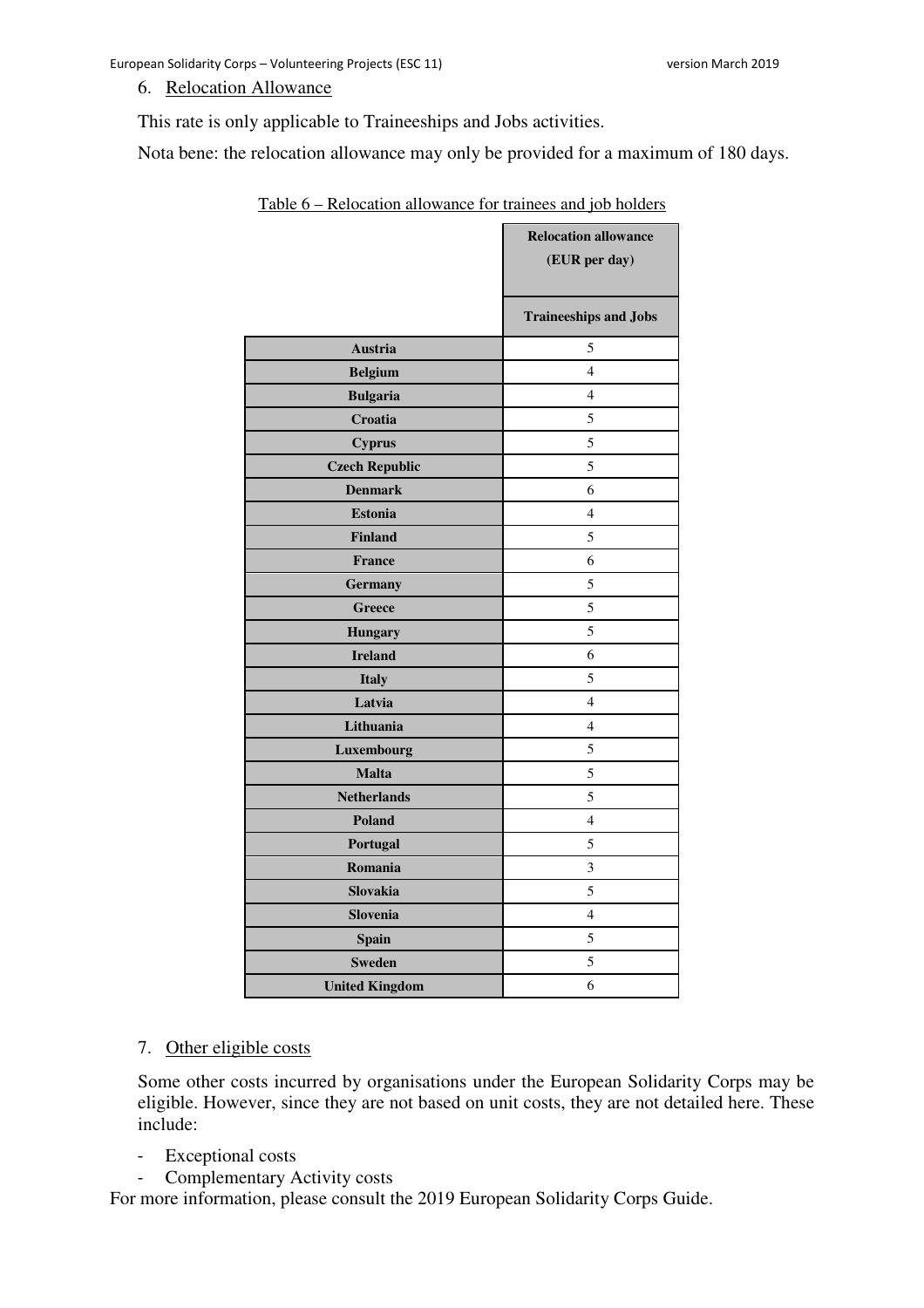6. Relocation Allowance

This rate is only applicable to Traineeships and Jobs activities.

Nota bene: the relocation allowance may only be provided for a maximum of 180 days.

Table 6 – Relocation allowance for trainees and job holders

| | **Relocation allowance (EUR per day)** |
|---|---|
| | **Traineeships and Jobs** |
| **Austria** | 5 |
| **Belgium** | 4 |
| **Bulgaria** | 4 |
| **Croatia** | 5 |
| **Cyprus** | 5 |
| **Czech Republic** | 5 |
| **Denmark** | 6 |
| **Estonia** | 4 |
| **Finland** | 5 |
| **France** | 6 |
| **Germany** | 5 |
| **Greece** | 5 |
| **Hungary** | 5 |
| **Ireland** | 6 |
| **Italy** | 5 |
| **Latvia** | 4 |
| **Lithuania** | 4 |
| **Luxembourg** | 5 |
| **Malta** | 5 |
| **Netherlands** | 5 |
| **Poland** | 4 |
| **Portugal** | 5 |
| **Romania** | 3 |
| **Slovakia** | 5 |
| **Slovenia** | 4 |
| **Spain** | 5 |
| **Sweden** | 5 |
| **United Kingdom** | 6 |

7. Other eligible costs

Some other costs incurred by organisations under the European Solidarity Corps may be eligible. However, since they are not based on unit costs, they are not detailed here. These include:

- Exceptional costs
- Complementary Activity costs

For more information, please consult the 2019 European Solidarity Corps Guide.